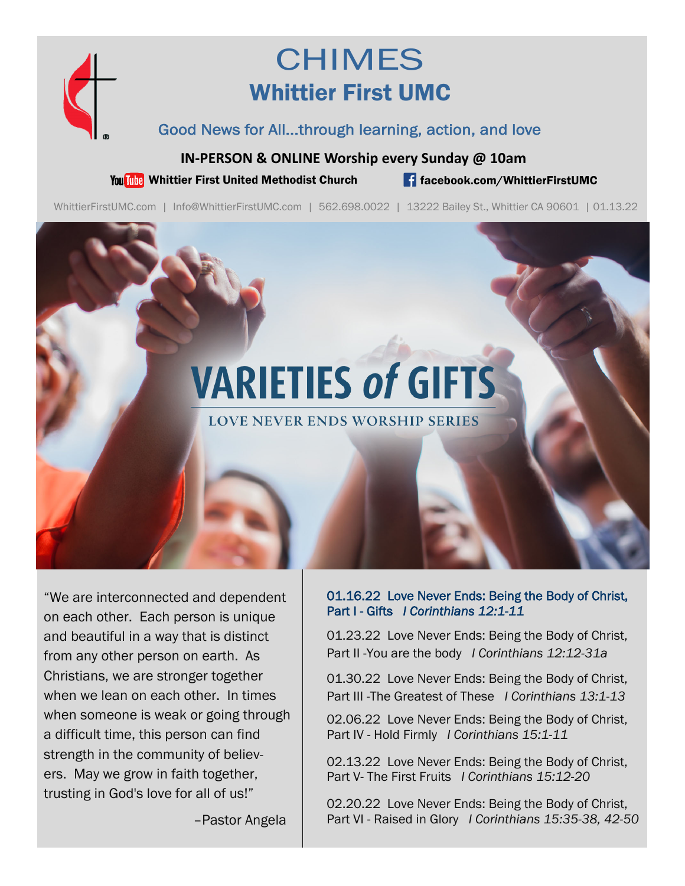# CHIMES

## Whittier First UMC

Good News for All...through learning, action, and love

**IN-PERSON & ONLINE Worship every Sunday @ 10am**

**Whittier First United Methodist Church** | **facebook.com/WhittierFirstUMC**

WhittierFirstUMC.com | Info@WhittierFirstUMC.com | 562.698.0022 | 13222 Bailey St., Whittier CA 90601 | 01.13.22

# VARIETIES *of* GIFTS

LOVE NEVER ENDS WORSHIP SERIES

"We are interconnected and dependent on each other. Each person is unique and beautiful in a way that is distinct from any other person on earth. As Christians, we are stronger together when we lean on each other. In times when someone is weak or going through a difficult time, this person can find strength in the community of believers. May we grow in faith together, trusting in God's love for all of us!"

–Pastor Angela

**01.16.22 Love Never Ends: Being the Body of Christ, Part I - Gifts** ***I Corinthians 12:1-11***

01.23.22 Love Never Ends: Being the Body of Christ, Part II -You are the body *I Corinthians 12:12-31a*

01.30.22 Love Never Ends: Being the Body of Christ, Part III -The Greatest of These *I Corinthians 13:1-13*

02.06.22 Love Never Ends: Being the Body of Christ, Part IV - Hold Firmly *I Corinthians 15:1-11*

02.13.22 Love Never Ends: Being the Body of Christ, Part V- The First Fruits *I Corinthians 15:12-20*

02.20.22 Love Never Ends: Being the Body of Christ, Part VI - Raised in Glory *I Corinthians 15:35-38, 42-50*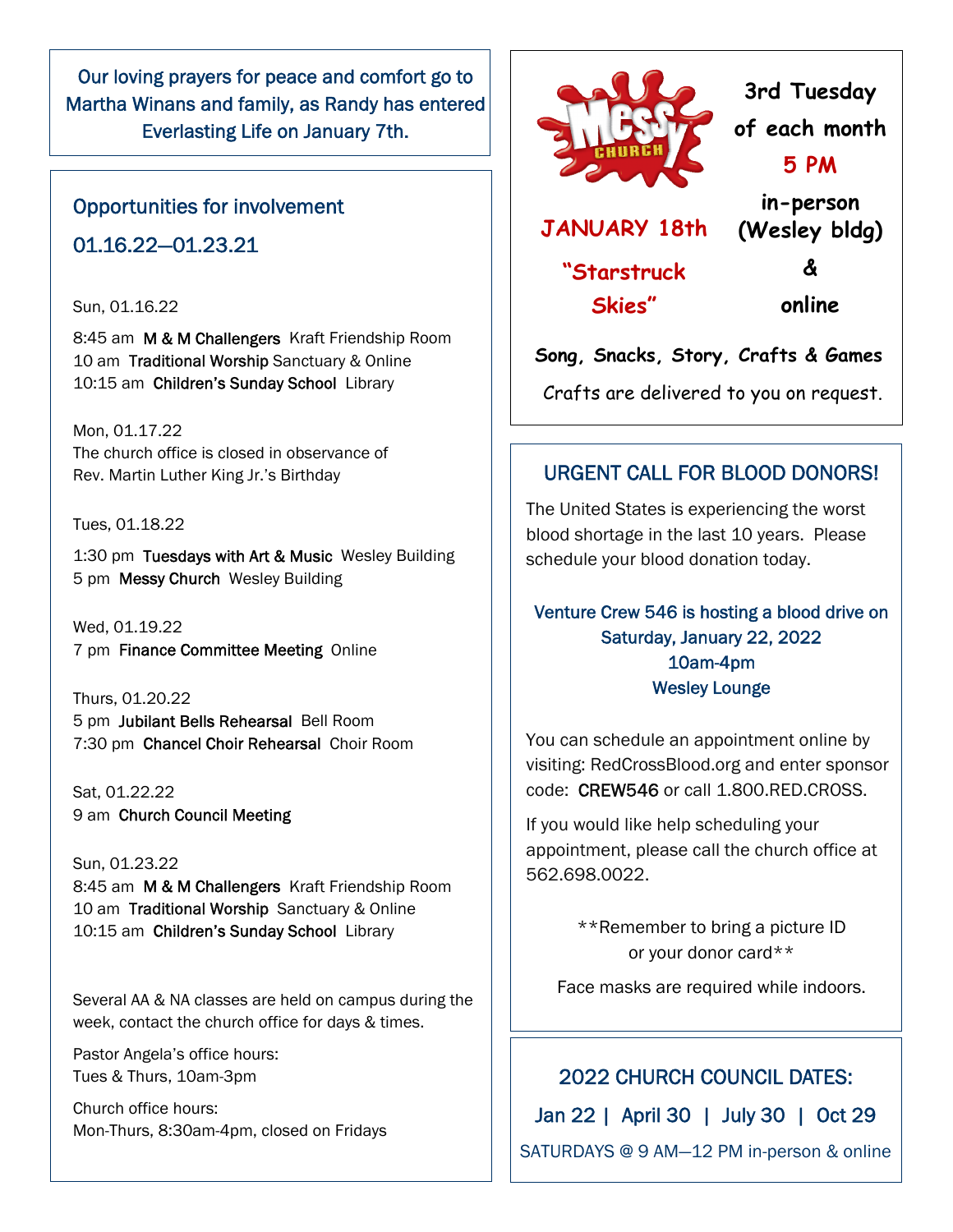Our loving prayers for peace and comfort go to Martha Winans and family, as Randy has entered Everlasting Life on January 7th.

## Opportunities for involvement

## 01.16.22—01.23.21

Sun, 01.16.22

8:45 am **M & M Challengers** Kraft Friendship Room
10 am **Traditional Worship** Sanctuary & Online
10:15 am **Children's Sunday School** Library

Mon, 01.17.22
The church office is closed in observance of Rev. Martin Luther King Jr.'s Birthday

Tues, 01.18.22

1:30 pm **Tuesdays with Art & Music** Wesley Building
5 pm **Messy Church** Wesley Building

Wed, 01.19.22
7 pm **Finance Committee Meeting** Online

Thurs, 01.20.22
5 pm **Jubilant Bells Rehearsal** Bell Room
7:30 pm **Chancel Choir Rehearsal** Choir Room

Sat, 01.22.22
9 am **Church Council Meeting**

Sun, 01.23.22
8:45 am **M & M Challengers** Kraft Friendship Room
10 am **Traditional Worship** Sanctuary & Online
10:15 am **Children's Sunday School** Library

Several AA & NA classes are held on campus during the week, contact the church office for days & times.

Pastor Angela's office hours:
Tues & Thurs, 10am-3pm

Church office hours:
Mon-Thurs, 8:30am-4pm, closed on Fridays

---

**Messy Church**

**3rd Tuesday of each month**
**5 PM**
**in-person (Wesley bldg) & online**

**JANUARY 18th**
**"Starstruck Skies"**

**Song, Snacks, Story, Crafts & Games**

Crafts are delivered to you on request.

---

## URGENT CALL FOR BLOOD DONORS!

The United States is experiencing the worst blood shortage in the last 10 years. Please schedule your blood donation today.

Venture Crew 546 is hosting a blood drive on
Saturday, January 22, 2022
10am-4pm
Wesley Lounge

You can schedule an appointment online by visiting: RedCrossBlood.org and enter sponsor code: **CREW546** or call 1.800.RED.CROSS.

If you would like help scheduling your appointment, please call the church office at 562.698.0022.

**Remember to bring a picture ID or your donor card**

Face masks are required while indoors.

---

## 2022 CHURCH COUNCIL DATES:

Jan 22 | April 30 | July 30 | Oct 29

SATURDAYS @ 9 AM—12 PM in-person & online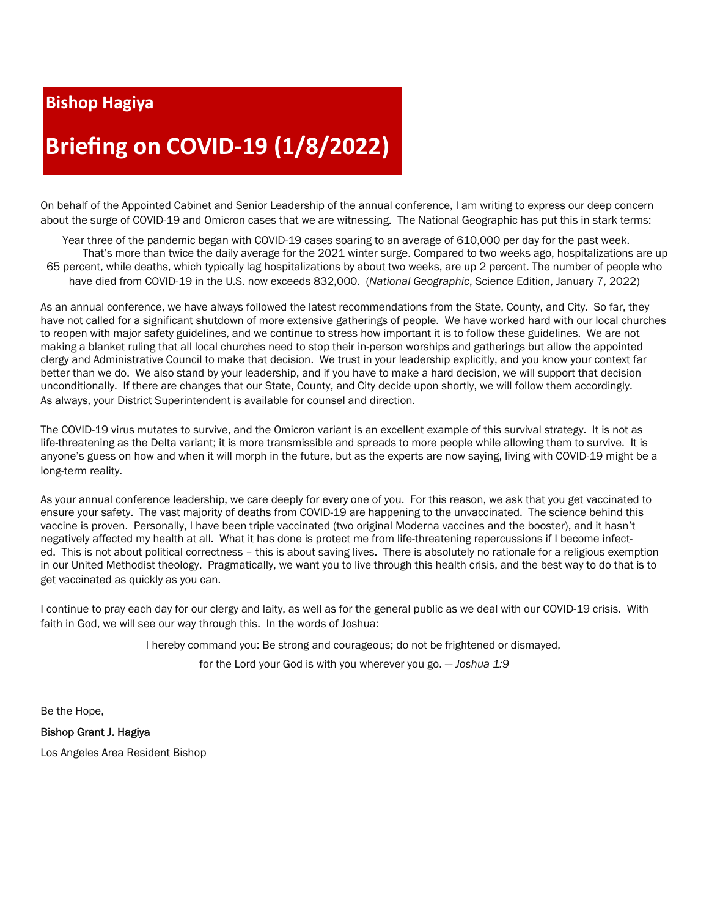## Bishop Hagiya

# Briefing on COVID-19 (1/8/2022)

On behalf of the Appointed Cabinet and Senior Leadership of the annual conference, I am writing to express our deep concern about the surge of COVID-19 and Omicron cases that we are witnessing. The National Geographic has put this in stark terms:

> Year three of the pandemic began with COVID-19 cases soaring to an average of 610,000 per day for the past week. That's more than twice the daily average for the 2021 winter surge. Compared to two weeks ago, hospitalizations are up 65 percent, while deaths, which typically lag hospitalizations by about two weeks, are up 2 percent. The number of people who have died from COVID-19 in the U.S. now exceeds 832,000. (*National Geographic*, Science Edition, January 7, 2022)

As an annual conference, we have always followed the latest recommendations from the State, County, and City. So far, they have not called for a significant shutdown of more extensive gatherings of people. We have worked hard with our local churches to reopen with major safety guidelines, and we continue to stress how important it is to follow these guidelines. We are not making a blanket ruling that all local churches need to stop their in-person worships and gatherings but allow the appointed clergy and Administrative Council to make that decision. We trust in your leadership explicitly, and you know your context far better than we do. We also stand by your leadership, and if you have to make a hard decision, we will support that decision unconditionally. If there are changes that our State, County, and City decide upon shortly, we will follow them accordingly. As always, your District Superintendent is available for counsel and direction.

The COVID-19 virus mutates to survive, and the Omicron variant is an excellent example of this survival strategy. It is not as life-threatening as the Delta variant; it is more transmissible and spreads to more people while allowing them to survive. It is anyone's guess on how and when it will morph in the future, but as the experts are now saying, living with COVID-19 might be a long-term reality.

As your annual conference leadership, we care deeply for every one of you. For this reason, we ask that you get vaccinated to ensure your safety. The vast majority of deaths from COVID-19 are happening to the unvaccinated. The science behind this vaccine is proven. Personally, I have been triple vaccinated (two original Moderna vaccines and the booster), and it hasn't negatively affected my health at all. What it has done is protect me from life-threatening repercussions if I become infected. This is not about political correctness – this is about saving lives. There is absolutely no rationale for a religious exemption in our United Methodist theology. Pragmatically, we want you to live through this health crisis, and the best way to do that is to get vaccinated as quickly as you can.

I continue to pray each day for our clergy and laity, as well as for the general public as we deal with our COVID-19 crisis. With faith in God, we will see our way through this. In the words of Joshua:

> I hereby command you: Be strong and courageous; do not be frightened or dismayed,
> for the Lord your God is with you wherever you go. —*Joshua 1:9*

Be the Hope,

Bishop Grant J. Hagiya

Los Angeles Area Resident Bishop